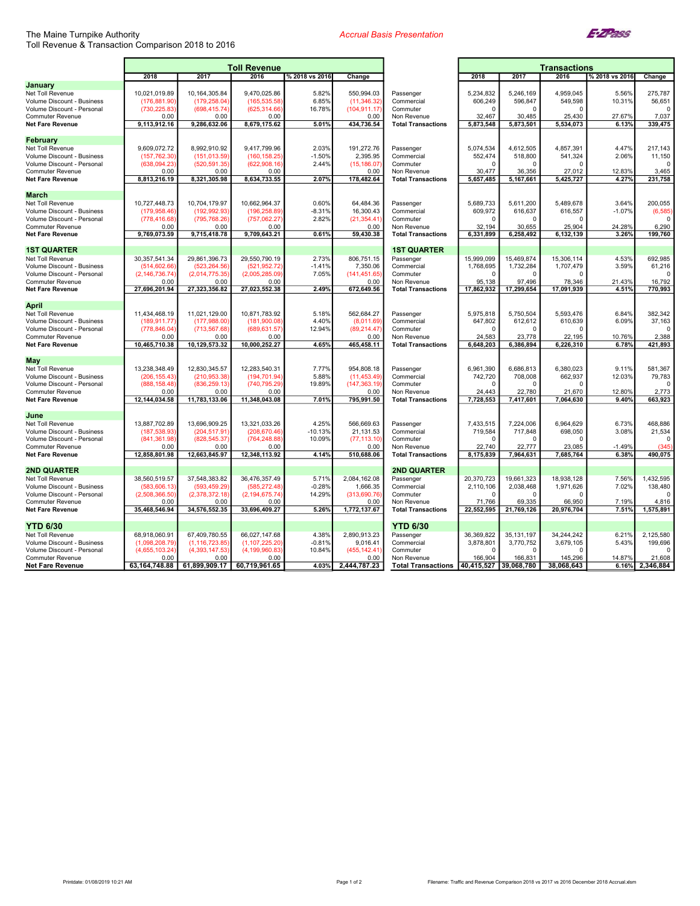The Maine Turnpike Authority
Toll Revenue & Transaction Comparison 2018 to 2016

*Accrual Basis Presentation*

E-ZPass

| Toll Revenue | 2018 | 2017 | 2016 | % 2018 vs 2016 | Change | Transactions | 2018 | 2017 | 2016 | % 2018 vs 2016 | Change |
|---|---|---|---|---|---|---|---|---|---|---|---|
| **January** | | | | | | | | | | | |
| Net Toll Revenue | 10,021,019.89 | 10,164,305.84 | 9,470,025.86 | 5.82% | 550,994.03 | Passenger | 5,234,832 | 5,246,169 | 4,959,045 | 5.56% | 275,787 |
| Volume Discount - Business | (176,881.90) | (179,258.04) | (165,535.58) | 6.85% | (11,346.32) | Commercial | 606,249 | 596,847 | 549,598 | 10.31% | 56,651 |
| Volume Discount - Personal | (730,225.83) | (698,415.74) | (625,314.66) | 16.78% | (104,911.17) | Commuter | 0 | 0 | 0 | | 0 |
| Commuter Revenue | 0.00 | 0.00 | 0.00 | | 0.00 | Non Revenue | 32,467 | 30,485 | 25,430 | 27.67% | 7,037 |
| **Net Fare Revenue** | **9,113,912.16** | **9,286,632.06** | **8,679,175.62** | **5.01%** | **434,736.54** | **Total Transactions** | **5,873,548** | **5,873,501** | **5,534,073** | **6.13%** | **339,475** |
| **February** | | | | | | | | | | | |
| Net Toll Revenue | 9,609,072.72 | 8,992,910.92 | 9,417,799.96 | 2.03% | 191,272.76 | Passenger | 5,074,534 | 4,612,505 | 4,857,391 | 4.47% | 217,143 |
| Volume Discount - Business | (157,762.30) | (151,013.59) | (160,158.25) | -1.50% | 2,395.95 | Commercial | 552,474 | 518,800 | 541,324 | 2.06% | 11,150 |
| Volume Discount - Personal | (638,094.23) | (520,591.35) | (622,908.16) | 2.44% | (15,186.07) | Commuter | 0 | 0 | 0 | | 0 |
| Commuter Revenue | 0.00 | 0.00 | 0.00 | | 0.00 | Non Revenue | 30,477 | 36,356 | 27,012 | 12.83% | 3,465 |
| **Net Fare Revenue** | **8,813,216.19** | **8,321,305.98** | **8,634,733.55** | **2.07%** | **178,482.64** | **Total Transactions** | **5,657,485** | **5,167,661** | **5,425,727** | **4.27%** | **231,758** |
| **March** | | | | | | | | | | | |
| Net Toll Revenue | 10,727,448.73 | 10,704,179.97 | 10,662,964.37 | 0.60% | 64,484.36 | Passenger | 5,689,733 | 5,611,200 | 5,489,678 | 3.64% | 200,055 |
| Volume Discount - Business | (179,958.46) | (192,992.93) | (196,258.89) | -8.31% | 16,300.43 | Commercial | 609,972 | 616,637 | 616,557 | -1.07% | (6,585) |
| Volume Discount - Personal | (778,416.68) | (795,768.26) | (757,062.27) | 2.82% | (21,354.41) | Commuter | 0 | 0 | 0 | | 0 |
| Commuter Revenue | 0.00 | 0.00 | 0.00 | | 0.00 | Non Revenue | 32,194 | 30,655 | 25,904 | 24.28% | 6,290 |
| **Net Fare Revenue** | **9,769,073.59** | **9,715,418.78** | **9,709,643.21** | **0.61%** | **59,430.38** | **Total Transactions** | **6,331,899** | **6,258,492** | **6,132,139** | **3.26%** | **199,760** |
| **1ST QUARTER** | | | | | | **1ST QUARTER** | | | | | |
| Net Toll Revenue | 30,357,541.34 | 29,861,396.73 | 29,550,790.19 | 2.73% | 806,751.15 | Passenger | 15,999,099 | 15,469,874 | 15,306,114 | 4.53% | 692,985 |
| Volume Discount - Business | (514,602.66) | (523,264.56) | (521,952.72) | -1.41% | 7,350.06 | Commercial | 1,768,695 | 1,732,284 | 1,707,479 | 3.59% | 61,216 |
| Volume Discount - Personal | (2,146,736.74) | (2,014,775.35) | (2,005,285.09) | 7.05% | (141,451.65) | Commuter | 0 | 0 | 0 | | 0 |
| Commuter Revenue | 0.00 | 0.00 | 0.00 | | 0.00 | Non Revenue | 95,138 | 97,496 | 78,346 | 21.43% | 16,792 |
| **Net Fare Revenue** | **27,696,201.94** | **27,323,356.82** | **27,023,552.38** | **2.49%** | **672,649.56** | **Total Transactions** | **17,862,932** | **17,299,654** | **17,091,939** | **4.51%** | **770,993** |
| **April** | | | | | | | | | | | |
| Net Toll Revenue | 11,434,468.19 | 11,021,129.00 | 10,871,783.92 | 5.18% | 562,684.27 | Passenger | 5,975,818 | 5,750,504 | 5,593,476 | 6.84% | 382,342 |
| Volume Discount - Business | (189,911.77) | (177,988.00) | (181,900.08) | 4.40% | (8,011.69) | Commercial | 647,802 | 612,612 | 610,639 | 6.09% | 37,163 |
| Volume Discount - Personal | (778,846.04) | (713,567.68) | (689,631.57) | 12.94% | (89,214.47) | Commuter | 0 | 0 | 0 | | 0 |
| Commuter Revenue | 0.00 | 0.00 | 0.00 | | 0.00 | Non Revenue | 24,583 | 23,778 | 22,195 | 10.76% | 2,388 |
| **Net Fare Revenue** | **10,465,710.38** | **10,129,573.32** | **10,000,252.27** | **4.65%** | **465,458.11** | **Total Transactions** | **6,648,203** | **6,386,894** | **6,226,310** | **6.78%** | **421,893** |
| **May** | | | | | | | | | | | |
| Net Toll Revenue | 13,238,348.49 | 12,830,345.57 | 12,283,540.31 | 7.77% | 954,808.18 | Passenger | 6,961,390 | 6,686,813 | 6,380,023 | 9.11% | 581,367 |
| Volume Discount - Business | (206,155.43) | (210,953.38) | (194,701.94) | 5.88% | (11,453.49) | Commercial | 742,720 | 708,008 | 662,937 | 12.03% | 79,783 |
| Volume Discount - Personal | (888,158.48) | (836,259.13) | (740,795.29) | 19.89% | (147,363.19) | Commuter | 0 | 0 | 0 | | 0 |
| Commuter Revenue | 0.00 | 0.00 | 0.00 | | 0.00 | Non Revenue | 24,443 | 22,780 | 21,670 | 12.80% | 2,773 |
| **Net Fare Revenue** | **12,144,034.58** | **11,783,133.06** | **11,348,043.08** | **7.01%** | **795,991.50** | **Total Transactions** | **7,728,553** | **7,417,601** | **7,064,630** | **9.40%** | **663,923** |
| **June** | | | | | | | | | | | |
| Net Toll Revenue | 13,887,702.89 | 13,696,909.25 | 13,321,033.26 | 4.25% | 566,669.63 | Passenger | 7,433,515 | 7,224,006 | 6,964,629 | 6.73% | 468,886 |
| Volume Discount - Business | (187,538.93) | (204,517.91) | (208,670.46) | -10.13% | 21,131.53 | Commercial | 719,584 | 717,848 | 698,050 | 3.08% | 21,534 |
| Volume Discount - Personal | (841,361.98) | (828,545.37) | (764,248.88) | 10.09% | (77,113.10) | Commuter | 0 | 0 | 0 | | 0 |
| Commuter Revenue | 0.00 | 0.00 | 0.00 | | 0.00 | Non Revenue | 22,740 | 22,777 | 23,085 | -1.49% | (345) |
| **Net Fare Revenue** | **12,858,801.98** | **12,663,845.97** | **12,348,113.92** | **4.14%** | **510,688.06** | **Total Transactions** | **8,175,839** | **7,964,631** | **7,685,764** | **6.38%** | **490,075** |
| **2ND QUARTER** | | | | | | **2ND QUARTER** | | | | | |
| Net Toll Revenue | 38,560,519.57 | 37,548,383.82 | 36,476,357.49 | 5.71% | 2,084,162.08 | Passenger | 20,370,723 | 19,661,323 | 18,938,128 | 7.56% | 1,432,595 |
| Volume Discount - Business | (583,606.13) | (593,459.29) | (585,272.48) | -0.28% | 1,666.35 | Commercial | 2,110,106 | 2,038,468 | 1,971,626 | 7.02% | 138,480 |
| Volume Discount - Personal | (2,508,366.50) | (2,378,372.18) | (2,194,675.74) | 14.29% | (313,690.76) | Commuter | 0 | 0 | 0 | | 0 |
| Commuter Revenue | 0.00 | 0.00 | 0.00 | | 0.00 | Non Revenue | 71,766 | 69,335 | 66,950 | 7.19% | 4,816 |
| **Net Fare Revenue** | **35,468,546.94** | **34,576,552.35** | **33,696,409.27** | **5.26%** | **1,772,137.67** | **Total Transactions** | **22,552,595** | **21,769,126** | **20,976,704** | **7.51%** | **1,575,891** |
| **YTD 6/30** | | | | | | **YTD 6/30** | | | | | |
| Net Toll Revenue | 68,918,060.91 | 67,409,780.55 | 66,027,147.68 | 4.38% | 2,890,913.23 | Passenger | 36,369,822 | 35,131,197 | 34,244,242 | 6.21% | 2,125,580 |
| Volume Discount - Business | (1,098,208.79) | (1,116,723.85) | (1,107,225.20) | -0.81% | 9,016.41 | Commercial | 3,878,801 | 3,770,752 | 3,679,105 | 5.43% | 199,696 |
| Volume Discount - Personal | (4,655,103.24) | (4,393,147.53) | (4,199,960.83) | 10.84% | (455,142.41) | Commuter | 0 | 0 | 0 | | 0 |
| Commuter Revenue | 0.00 | 0.00 | 0.00 | | 0.00 | Non Revenue | 166,904 | 166,831 | 145,296 | 14.87% | 21,608 |
| **Net Fare Revenue** | **63,164,748.88** | **61,899,909.17** | **60,719,961.65** | **4.03%** | **2,444,787.23** | **Total Transactions** | **40,415,527** | **39,068,780** | **38,068,643** | **6.16%** | **2,346,884** |

Printdate: 01/08/2019 10:21 AM

Filename: Traffic and Revenue Comparison 2018 vs 2017 vs 2016 December 2018 Accrual.xlsm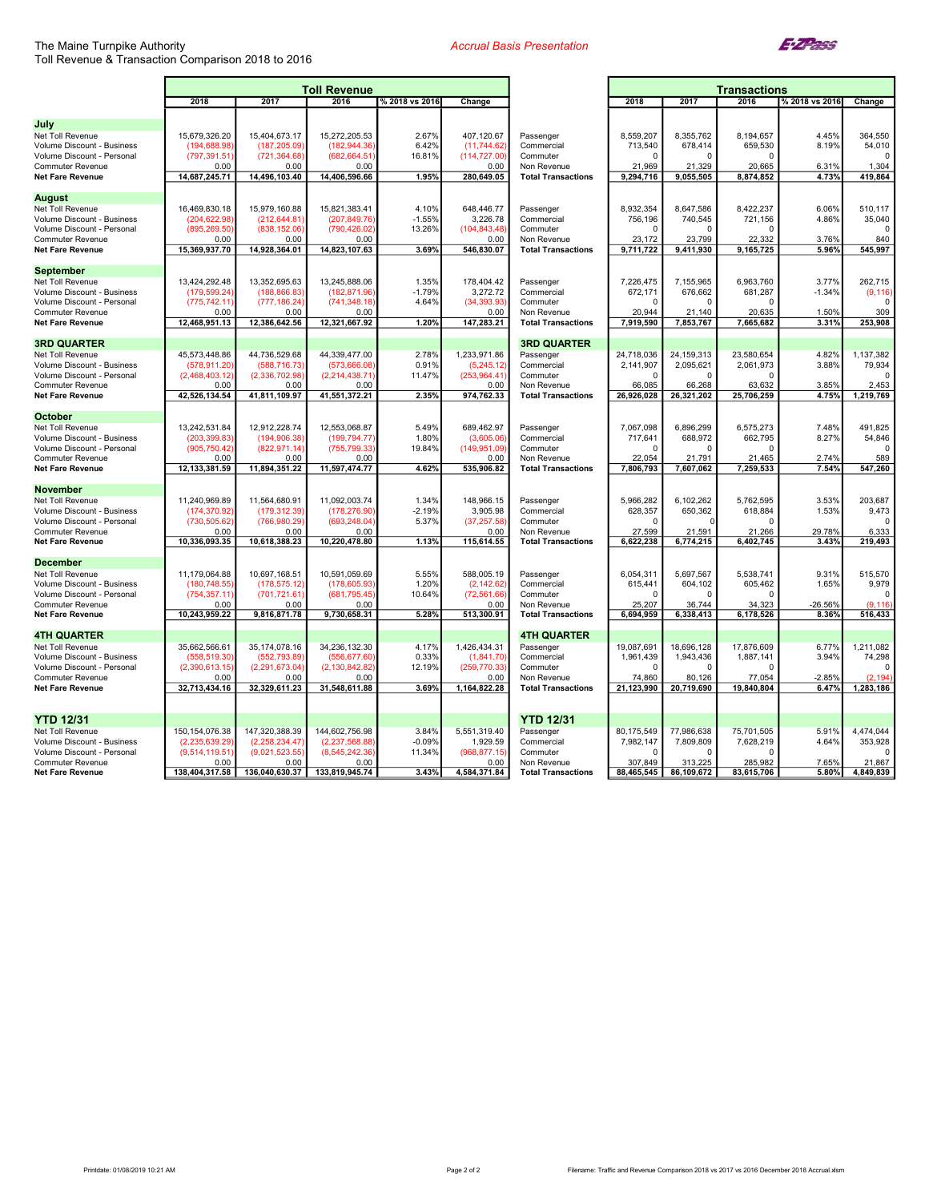The Maine Turnpike Authority
Toll Revenue & Transaction Comparison 2018 to 2016

*Accrual Basis Presentation*

| | Toll Revenue | | | | | | Transactions | | | | |
|---|---|---|---|---|---|---|---|---|---|---|---|
| | 2018 | 2017 | 2016 | % 2018 vs 2016 | Change | | 2018 | 2017 | 2016 | % 2018 vs 2016 | Change |
| **July** | | | | | | | | | | | |
| Net Toll Revenue | 15,679,326.20 | 15,404,673.17 | 15,272,205.53 | 2.67% | 407,120.67 | Passenger | 8,559,207 | 8,355,762 | 8,194,657 | 4.45% | 364,550 |
| Volume Discount - Business | (194,688.98) | (187,205.09) | (182,944.36) | 6.42% | (11,744.62) | Commercial | 713,540 | 678,414 | 659,530 | 8.19% | 54,010 |
| Volume Discount - Personal | (797,391.51) | (721,364.68) | (682,664.51) | 16.81% | (114,727.00) | Commuter | 0 | 0 | 0 | | 0 |
| Commuter Revenue | 0.00 | 0.00 | 0.00 | | 0.00 | Non Revenue | 21,969 | 21,329 | 20,665 | 6.31% | 1,304 |
| **Net Fare Revenue** | **14,687,245.71** | **14,496,103.40** | **14,406,596.66** | **1.95%** | **280,649.05** | **Total Transactions** | **9,294,716** | **9,055,505** | **8,874,852** | **4.73%** | **419,864** |
| **August** | | | | | | | | | | | |
| Net Toll Revenue | 16,469,830.18 | 15,979,160.88 | 15,821,383.41 | 4.10% | 648,446.77 | Passenger | 8,932,354 | 8,647,586 | 8,422,237 | 6.06% | 510,117 |
| Volume Discount - Business | (204,622.98) | (212,644.81) | (207,849.76) | -1.55% | 3,226.78 | Commercial | 756,196 | 740,545 | 721,156 | 4.86% | 35,040 |
| Volume Discount - Personal | (895,269.50) | (838,152.06) | (790,426.02) | 13.26% | (104,843.48) | Commuter | 0 | 0 | 0 | | 0 |
| Commuter Revenue | 0.00 | 0.00 | 0.00 | | 0.00 | Non Revenue | 23,172 | 23,799 | 22,332 | 3.76% | 840 |
| **Net Fare Revenue** | **15,369,937.70** | **14,928,364.01** | **14,823,107.63** | **3.69%** | **546,830.07** | **Total Transactions** | **9,711,722** | **9,411,930** | **9,165,725** | **5.96%** | **545,997** |
| **September** | | | | | | | | | | | |
| Net Toll Revenue | 13,424,292.48 | 13,352,695.63 | 13,245,888.06 | 1.35% | 178,404.42 | Passenger | 7,226,475 | 7,155,965 | 6,963,760 | 3.77% | 262,715 |
| Volume Discount - Business | (179,599.24) | (188,866.83) | (182,871.96) | -1.79% | 3,272.72 | Commercial | 672,171 | 676,662 | 681,287 | -1.34% | (9,116) |
| Volume Discount - Personal | (775,742.11) | (777,186.24) | (741,348.18) | 4.64% | (34,393.93) | Commuter | 0 | 0 | 0 | | 0 |
| Commuter Revenue | 0.00 | 0.00 | 0.00 | | 0.00 | Non Revenue | 20,944 | 21,140 | 20,635 | 1.50% | 309 |
| **Net Fare Revenue** | **12,468,951.13** | **12,386,642.56** | **12,321,667.92** | **1.20%** | **147,283.21** | **Total Transactions** | **7,919,590** | **7,853,767** | **7,665,682** | **3.31%** | **253,908** |
| **3RD QUARTER** | | | | | | **3RD QUARTER** | | | | | |
| Net Toll Revenue | 45,573,448.86 | 44,736,529.68 | 44,339,477.00 | 2.78% | 1,233,971.86 | Passenger | 24,718,036 | 24,159,313 | 23,580,654 | 4.82% | 1,137,382 |
| Volume Discount - Business | (578,911.20) | (588,716.73) | (573,666.08) | 0.91% | (5,245.12) | Commercial | 2,141,907 | 2,095,621 | 2,061,973 | 3.88% | 79,934 |
| Volume Discount - Personal | (2,468,403.12) | (2,336,702.98) | (2,214,438.71) | 11.47% | (253,964.41) | Commuter | 0 | 0 | 0 | | 0 |
| Commuter Revenue | 0.00 | 0.00 | 0.00 | | 0.00 | Non Revenue | 66,085 | 66,268 | 63,632 | 3.85% | 2,453 |
| **Net Fare Revenue** | **42,526,134.54** | **41,811,109.97** | **41,551,372.21** | **2.35%** | **974,762.33** | **Total Transactions** | **26,926,028** | **26,321,202** | **25,706,259** | **4.75%** | **1,219,769** |
| **October** | | | | | | | | | | | |
| Net Toll Revenue | 13,242,531.84 | 12,912,228.74 | 12,553,068.87 | 5.49% | 689,462.97 | Passenger | 7,067,098 | 6,896,299 | 6,575,273 | 7.48% | 491,825 |
| Volume Discount - Business | (203,399.83) | (194,906.38) | (199,794.77) | 1.80% | (3,605.06) | Commercial | 717,641 | 688,972 | 662,795 | 8.27% | 54,846 |
| Volume Discount - Personal | (905,750.42) | (822,971.14) | (755,799.33) | 19.84% | (149,951.09) | Commuter | 0 | 0 | 0 | | 0 |
| Commuter Revenue | 0.00 | 0.00 | 0.00 | | 0.00 | Non Revenue | 22,054 | 21,791 | 21,465 | 2.74% | 589 |
| **Net Fare Revenue** | **12,133,381.59** | **11,894,351.22** | **11,597,474.77** | **4.62%** | **535,906.82** | **Total Transactions** | **7,806,793** | **7,607,062** | **7,259,533** | **7.54%** | **547,260** |
| **November** | | | | | | | | | | | |
| Net Toll Revenue | 11,240,969.89 | 11,564,680.91 | 11,092,003.74 | 1.34% | 148,966.15 | Passenger | 5,966,282 | 6,102,262 | 5,762,595 | 3.53% | 203,687 |
| Volume Discount - Business | (174,370.92) | (179,312.39) | (178,276.90) | -2.19% | 3,905.98 | Commercial | 628,357 | 650,362 | 618,884 | 1.53% | 9,473 |
| Volume Discount - Personal | (730,505.62) | (766,980.29) | (693,248.04) | 5.37% | (37,257.58) | Commuter | 0 | 0 | 0 | | 0 |
| Commuter Revenue | 0.00 | 0.00 | 0.00 | | 0.00 | Non Revenue | 27,599 | 21,591 | 21,266 | 29.78% | 6,333 |
| **Net Fare Revenue** | **10,336,093.35** | **10,618,388.23** | **10,220,478.80** | **1.13%** | **115,614.55** | **Total Transactions** | **6,622,238** | **6,774,215** | **6,402,745** | **3.43%** | **219,493** |
| **December** | | | | | | | | | | | |
| Net Toll Revenue | 11,179,064.88 | 10,697,168.51 | 10,591,059.69 | 5.55% | 588,005.19 | Passenger | 6,054,311 | 5,697,567 | 5,538,741 | 9.31% | 515,570 |
| Volume Discount - Business | (180,748.55) | (178,575.12) | (178,605.93) | 1.20% | (2,142.62) | Commercial | 615,441 | 604,102 | 605,462 | 1.65% | 9,979 |
| Volume Discount - Personal | (754,357.11) | (701,721.61) | (681,795.45) | 10.64% | (72,561.66) | Commuter | 0 | 0 | 0 | | 0 |
| Commuter Revenue | 0.00 | 0.00 | 0.00 | | 0.00 | Non Revenue | 25,207 | 36,744 | 34,323 | -26.56% | (9,116) |
| **Net Fare Revenue** | **10,243,959.22** | **9,816,871.78** | **9,730,658.31** | **5.28%** | **513,300.91** | **Total Transactions** | **6,694,959** | **6,338,413** | **6,178,526** | **8.36%** | **516,433** |
| **4TH QUARTER** | | | | | | **4TH QUARTER** | | | | | |
| Net Toll Revenue | 35,662,566.61 | 35,174,078.16 | 34,236,132.30 | 4.17% | 1,426,434.31 | Passenger | 19,087,691 | 18,696,128 | 17,876,609 | 6.77% | 1,211,082 |
| Volume Discount - Business | (558,519.30) | (552,793.89) | (556,677.60) | 0.33% | (1,841.70) | Commercial | 1,961,439 | 1,943,436 | 1,887,141 | 3.94% | 74,298 |
| Volume Discount - Personal | (2,390,613.15) | (2,291,673.04) | (2,130,842.82) | 12.19% | (259,770.33) | Commuter | 0 | 0 | 0 | | 0 |
| Commuter Revenue | 0.00 | 0.00 | 0.00 | | 0.00 | Non Revenue | 74,860 | 80,126 | 77,054 | -2.85% | (2,194) |
| **Net Fare Revenue** | **32,713,434.16** | **32,329,611.23** | **31,548,611.88** | **3.69%** | **1,164,822.28** | **Total Transactions** | **21,123,990** | **20,719,690** | **19,840,804** | **6.47%** | **1,283,186** |
| **YTD 12/31** | | | | | | **YTD 12/31** | | | | | |
| Net Toll Revenue | 150,154,076.38 | 147,320,388.39 | 144,602,756.98 | 3.84% | 5,551,319.40 | Passenger | 80,175,549 | 77,986,638 | 75,701,505 | 5.91% | 4,474,044 |
| Volume Discount - Business | (2,235,639.29) | (2,258,234.47) | (2,237,568.88) | -0.09% | 1,929.59 | Commercial | 7,982,147 | 7,809,809 | 7,628,219 | 4.64% | 353,928 |
| Volume Discount - Personal | (9,514,119.51) | (9,021,523.55) | (8,545,242.36) | 11.34% | (968,877.15) | Commuter | 0 | 0 | 0 | | 0 |
| Commuter Revenue | 0.00 | 0.00 | 0.00 | | 0.00 | Non Revenue | 307,849 | 313,225 | 285,982 | 7.65% | 21,867 |
| **Net Fare Revenue** | **138,404,317.58** | **136,040,630.37** | **133,819,945.74** | **3.43%** | **4,584,371.84** | **Total Transactions** | **88,465,545** | **86,109,672** | **83,615,706** | **5.80%** | **4,849,839** |

Printdate: 01/08/2019 10:21 AM

Filename: Traffic and Revenue Comparison 2018 vs 2017 vs 2016 December 2018 Accrual.xlsm